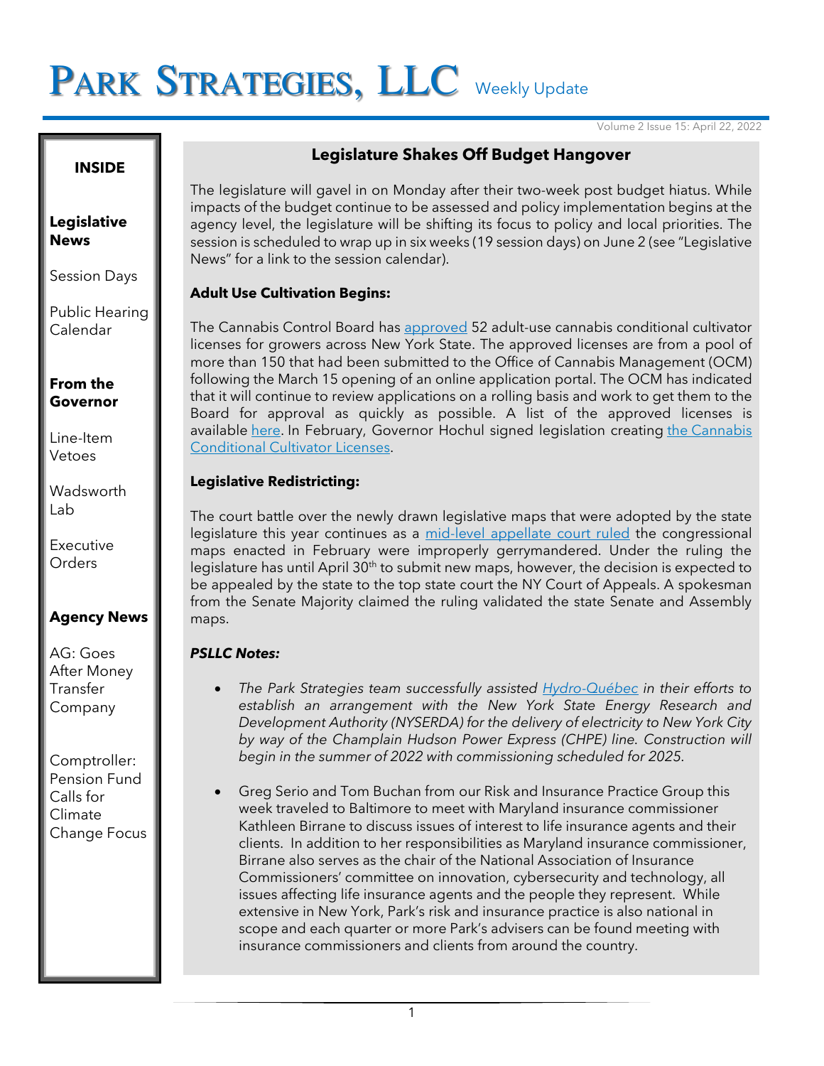# PARK STRATEGIES, LLC Weekly Update

Volume 2 Issue 15: April 22, 2022

**INSIDE**

**Legislative News**

Session Days

Public Hearing Calendar

**From the Governor**

Line-Item Vetoes

Wadsworth Lab

Executive Orders

**Agency News**

AG: Goes After Money Transfer Company

Comptroller: Pension Fund Calls for Climate Change Focus

## Legislature Shakes Off Budget Hangover

The legislature will gavel in on Monday after their two-week post budget hiatus. While impacts of the budget continue to be assessed and policy implementation begins at the agency level, the legislature will be shifting its focus to policy and local priorities. The session is scheduled to wrap up in six weeks (19 session days) on June 2 (see "Legislative News" for a link to the session calendar).

**Adult Use Cultivation Begins:**

The Cannabis Control Board has approved 52 adult-use cannabis conditional cultivator licenses for growers across New York State. The approved licenses are from a pool of more than 150 that had been submitted to the Office of Cannabis Management (OCM) following the March 15 opening of an online application portal. The OCM has indicated that it will continue to review applications on a rolling basis and work to get them to the Board for approval as quickly as possible. A list of the approved licenses is available here. In February, Governor Hochul signed legislation creating the Cannabis Conditional Cultivator Licenses.

**Legislative Redistricting:**

The court battle over the newly drawn legislative maps that were adopted by the state legislature this year continues as a mid-level appellate court ruled the congressional maps enacted in February were improperly gerrymandered. Under the ruling the legislature has until April 30th to submit new maps, however, the decision is expected to be appealed by the state to the top state court the NY Court of Appeals. A spokesman from the Senate Majority claimed the ruling validated the state Senate and Assembly maps.

***PSLLC Notes:***

- *The Park Strategies team successfully assisted Hydro-Québec in their efforts to establish an arrangement with the New York State Energy Research and Development Authority (NYSERDA) for the delivery of electricity to New York City by way of the Champlain Hudson Power Express (CHPE) line. Construction will begin in the summer of 2022 with commissioning scheduled for 2025.*

- Greg Serio and Tom Buchan from our Risk and Insurance Practice Group this week traveled to Baltimore to meet with Maryland insurance commissioner Kathleen Birrane to discuss issues of interest to life insurance agents and their clients. In addition to her responsibilities as Maryland insurance commissioner, Birrane also serves as the chair of the National Association of Insurance Commissioners' committee on innovation, cybersecurity and technology, all issues affecting life insurance agents and the people they represent. While extensive in New York, Park's risk and insurance practice is also national in scope and each quarter or more Park's advisers can be found meeting with insurance commissioners and clients from around the country.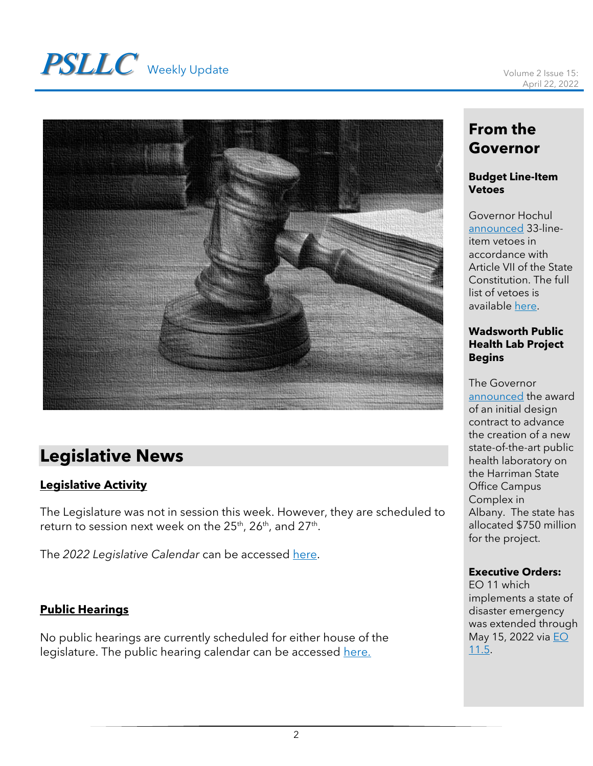## Legislative News

### Legislative Activity

The Legislature was not in session this week. However, they are scheduled to return to session next week on the 25th, 26th, and 27th.

The *2022 Legislative Calendar* can be accessed here.

### Public Hearings

No public hearings are currently scheduled for either house of the legislature. The public hearing calendar can be accessed here.

## From the Governor

**Budget Line-Item Vetoes**

Governor Hochul announced 33-line-item vetoes in accordance with Article VII of the State Constitution. The full list of vetoes is available here.

**Wadsworth Public Health Lab Project Begins**

The Governor announced the award of an initial design contract to advance the creation of a new state-of-the-art public health laboratory on the Harriman State Office Campus Complex in Albany. The state has allocated $750 million for the project.

**Executive Orders:**
EO 11 which implements a state of disaster emergency was extended through May 15, 2022 via EO 11.5.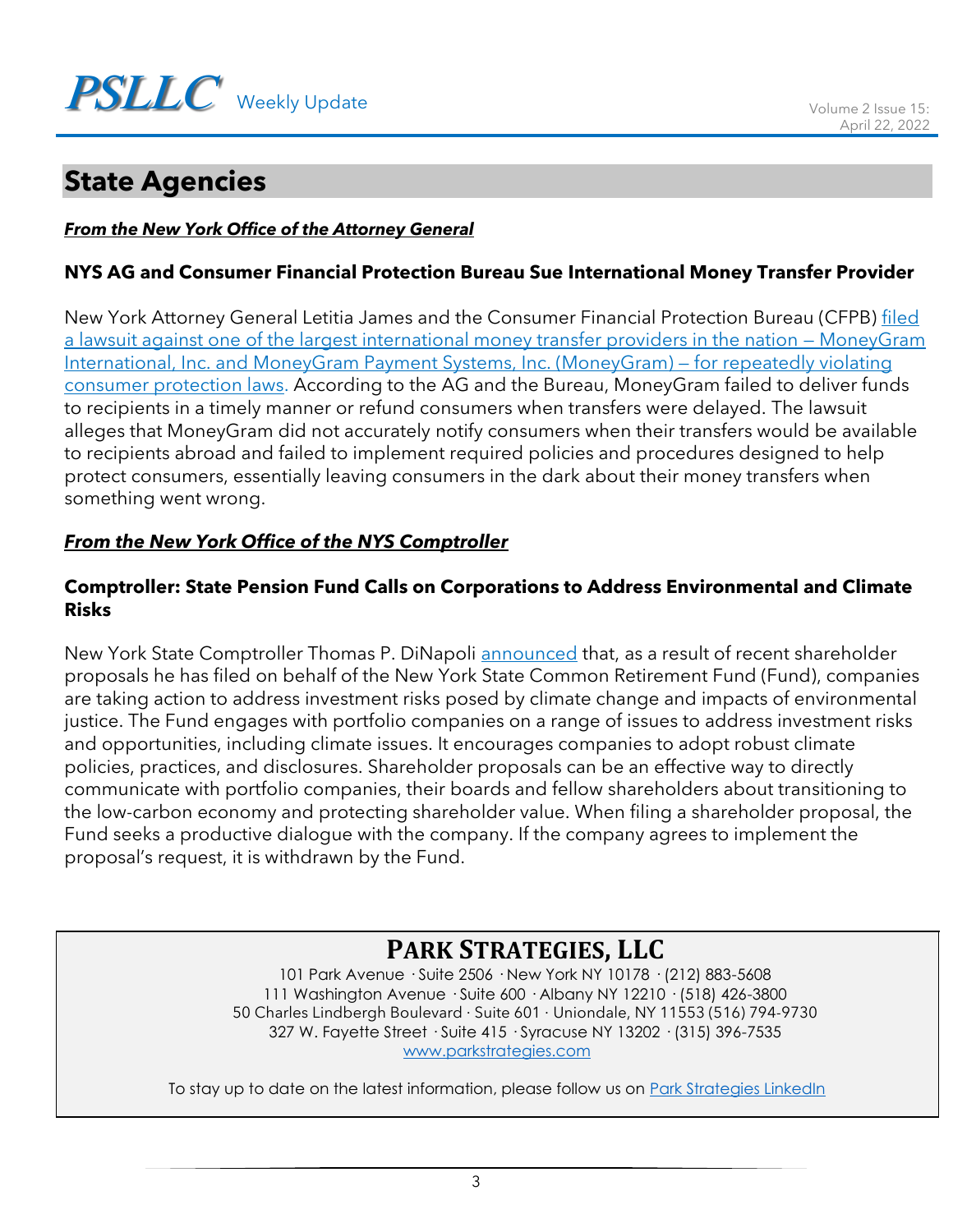# State Agencies

***From the New York Office of the Attorney General***

### NYS AG and Consumer Financial Protection Bureau Sue International Money Transfer Provider

New York Attorney General Letitia James and the Consumer Financial Protection Bureau (CFPB) filed a lawsuit against one of the largest international money transfer providers in the nation – MoneyGram International, Inc. and MoneyGram Payment Systems, Inc. (MoneyGram) – for repeatedly violating consumer protection laws. According to the AG and the Bureau, MoneyGram failed to deliver funds to recipients in a timely manner or refund consumers when transfers were delayed. The lawsuit alleges that MoneyGram did not accurately notify consumers when their transfers would be available to recipients abroad and failed to implement required policies and procedures designed to help protect consumers, essentially leaving consumers in the dark about their money transfers when something went wrong.

***From the New York Office of the NYS Comptroller***

### Comptroller: State Pension Fund Calls on Corporations to Address Environmental and Climate Risks

New York State Comptroller Thomas P. DiNapoli announced that, as a result of recent shareholder proposals he has filed on behalf of the New York State Common Retirement Fund (Fund), companies are taking action to address investment risks posed by climate change and impacts of environmental justice. The Fund engages with portfolio companies on a range of issues to address investment risks and opportunities, including climate issues. It encourages companies to adopt robust climate policies, practices, and disclosures. Shareholder proposals can be an effective way to directly communicate with portfolio companies, their boards and fellow shareholders about transitioning to the low-carbon economy and protecting shareholder value. When filing a shareholder proposal, the Fund seeks a productive dialogue with the company. If the company agrees to implement the proposal's request, it is withdrawn by the Fund.

---

**PARK STRATEGIES, LLC**

101 Park Avenue · Suite 2506 · New York NY 10178 · (212) 883-5608
111 Washington Avenue · Suite 600 · Albany NY 12210 · (518) 426-3800
50 Charles Lindbergh Boulevard · Suite 601 · Uniondale, NY 11553 (516) 794-9730
327 W. Fayette Street · Suite 415 · Syracuse NY 13202 · (315) 396-7535
www.parkstrategies.com

To stay up to date on the latest information, please follow us on Park Strategies LinkedIn